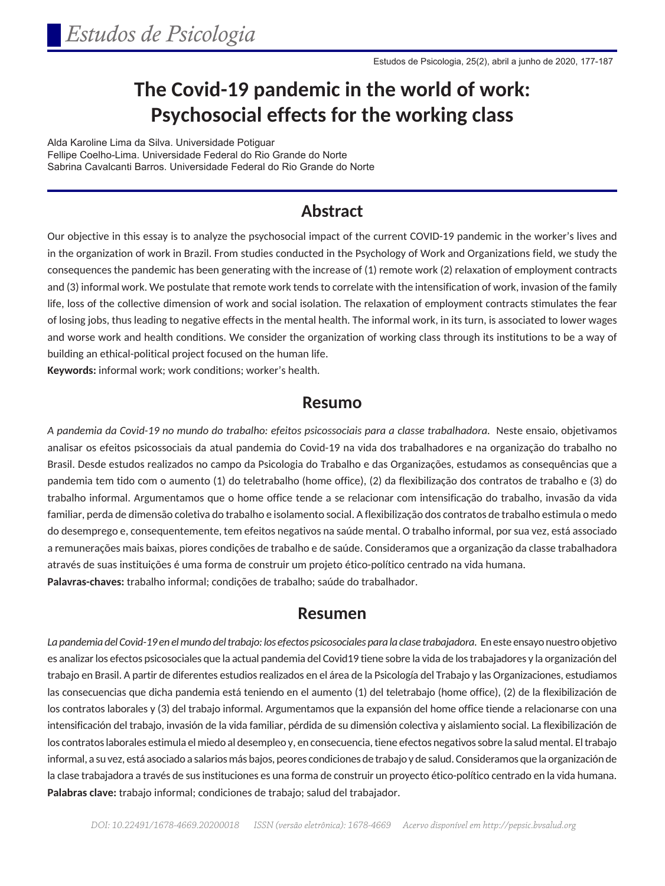# The Covid-19 pandemic in the world of work: Psychosocial effects for the working class

Alda Karoline Lima da Silva. Universidade Potiguar
Fellipe Coelho-Lima. Universidade Federal do Rio Grande do Norte
Sabrina Cavalcanti Barros. Universidade Federal do Rio Grande do Norte

## Abstract

Our objective in this essay is to analyze the psychosocial impact of the current COVID-19 pandemic in the worker's lives and in the organization of work in Brazil. From studies conducted in the Psychology of Work and Organizations field, we study the consequences the pandemic has been generating with the increase of (1) remote work (2) relaxation of employment contracts and (3) informal work. We postulate that remote work tends to correlate with the intensification of work, invasion of the family life, loss of the collective dimension of work and social isolation. The relaxation of employment contracts stimulates the fear of losing jobs, thus leading to negative effects in the mental health. The informal work, in its turn, is associated to lower wages and worse work and health conditions. We consider the organization of working class through its institutions to be a way of building an ethical-political project focused on the human life.

**Keywords:** informal work; work conditions; worker's health.

## Resumo

*A pandemia da Covid-19 no mundo do trabalho: efeitos psicossociais para a classe trabalhadora.* Neste ensaio, objetivamos analisar os efeitos psicossociais da atual pandemia do Covid-19 na vida dos trabalhadores e na organização do trabalho no Brasil. Desde estudos realizados no campo da Psicologia do Trabalho e das Organizações, estudamos as consequências que a pandemia tem tido com o aumento (1) do teletrabalho (home office), (2) da flexibilização dos contratos de trabalho e (3) do trabalho informal. Argumentamos que o home office tende a se relacionar com intensificação do trabalho, invasão da vida familiar, perda de dimensão coletiva do trabalho e isolamento social. A flexibilização dos contratos de trabalho estimula o medo do desemprego e, consequentemente, tem efeitos negativos na saúde mental. O trabalho informal, por sua vez, está associado a remunerações mais baixas, piores condições de trabalho e de saúde. Consideramos que a organização da classe trabalhadora através de suas instituições é uma forma de construir um projeto ético-político centrado na vida humana.

**Palavras-chaves:** trabalho informal; condições de trabalho; saúde do trabalhador.

## Resumen

*La pandemia del Covid-19 en el mundo del trabajo: los efectos psicosociales para la clase trabajadora.* En este ensayo nuestro objetivo es analizar los efectos psicosociales que la actual pandemia del Covid19 tiene sobre la vida de los trabajadores y la organización del trabajo en Brasil. A partir de diferentes estudios realizados en el área de la Psicología del Trabajo y las Organizaciones, estudiamos las consecuencias que dicha pandemia está teniendo en el aumento (1) del teletrabajo (home office), (2) de la flexibilización de los contratos laborales y (3) del trabajo informal. Argumentamos que la expansión del home office tiende a relacionarse con una intensificación del trabajo, invasión de la vida familiar, pérdida de su dimensión colectiva y aislamiento social. La flexibilización de los contratos laborales estimula el miedo al desempleo y, en consecuencia, tiene efectos negativos sobre la salud mental. El trabajo informal, a su vez, está asociado a salarios más bajos, peores condiciones de trabajo y de salud. Consideramos que la organización de la clase trabajadora a través de sus instituciones es una forma de construir un proyecto ético-político centrado en la vida humana.

**Palabras clave:** trabajo informal; condiciones de trabajo; salud del trabajador.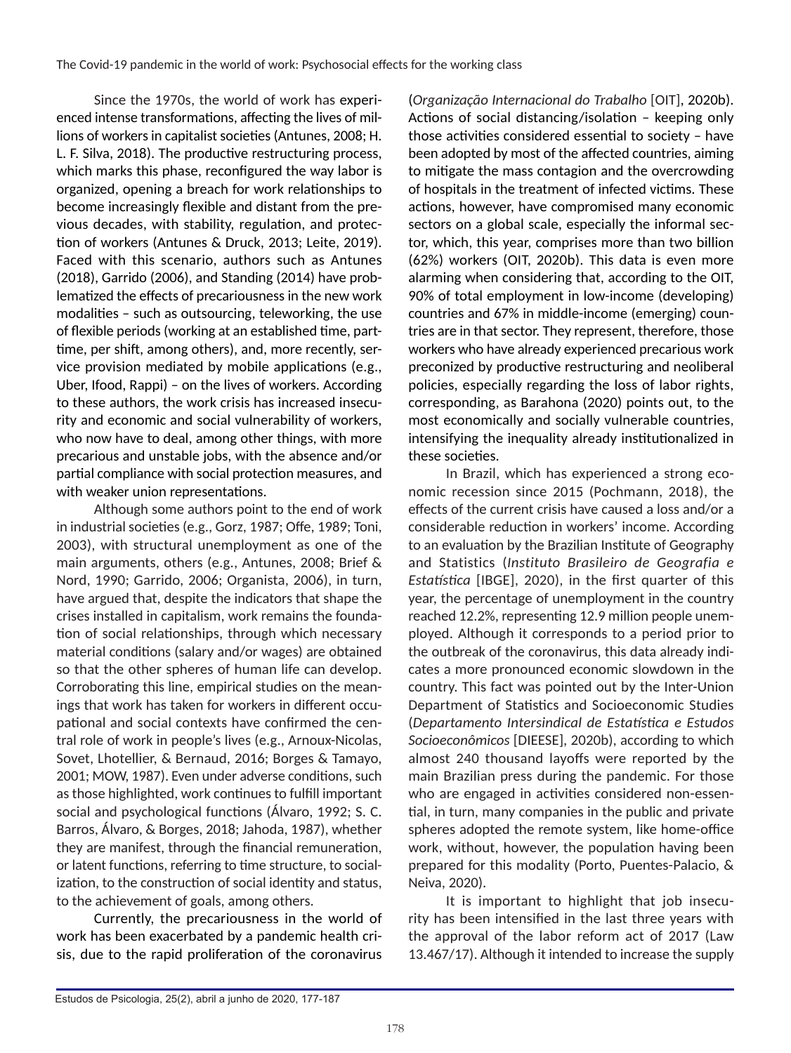Since the 1970s, the world of work has experienced intense transformations, affecting the lives of millions of workers in capitalist societies (Antunes, 2008; H. L. F. Silva, 2018). The productive restructuring process, which marks this phase, reconfigured the way labor is organized, opening a breach for work relationships to become increasingly flexible and distant from the previous decades, with stability, regulation, and protection of workers (Antunes & Druck, 2013; Leite, 2019). Faced with this scenario, authors such as Antunes (2018), Garrido (2006), and Standing (2014) have problematized the effects of precariousness in the new work modalities – such as outsourcing, teleworking, the use of flexible periods (working at an established time, part-time, per shift, among others), and, more recently, service provision mediated by mobile applications (e.g., Uber, Ifood, Rappi) – on the lives of workers. According to these authors, the work crisis has increased insecurity and economic and social vulnerability of workers, who now have to deal, among other things, with more precarious and unstable jobs, with the absence and/or partial compliance with social protection measures, and with weaker union representations.

Although some authors point to the end of work in industrial societies (e.g., Gorz, 1987; Offe, 1989; Toni, 2003), with structural unemployment as one of the main arguments, others (e.g., Antunes, 2008; Brief & Nord, 1990; Garrido, 2006; Organista, 2006), in turn, have argued that, despite the indicators that shape the crises installed in capitalism, work remains the foundation of social relationships, through which necessary material conditions (salary and/or wages) are obtained so that the other spheres of human life can develop. Corroborating this line, empirical studies on the meanings that work has taken for workers in different occupational and social contexts have confirmed the central role of work in people's lives (e.g., Arnoux-Nicolas, Sovet, Lhotellier, & Bernaud, 2016; Borges & Tamayo, 2001; MOW, 1987). Even under adverse conditions, such as those highlighted, work continues to fulfill important social and psychological functions (Álvaro, 1992; S. C. Barros, Álvaro, & Borges, 2018; Jahoda, 1987), whether they are manifest, through the financial remuneration, or latent functions, referring to time structure, to socialization, to the construction of social identity and status, to the achievement of goals, among others.

Currently, the precariousness in the world of work has been exacerbated by a pandemic health crisis, due to the rapid proliferation of the coronavirus (*Organização Internacional do Trabalho* [OIT], 2020b). Actions of social distancing/isolation – keeping only those activities considered essential to society – have been adopted by most of the affected countries, aiming to mitigate the mass contagion and the overcrowding of hospitals in the treatment of infected victims. These actions, however, have compromised many economic sectors on a global scale, especially the informal sector, which, this year, comprises more than two billion (62%) workers (OIT, 2020b). This data is even more alarming when considering that, according to the OIT, 90% of total employment in low-income (developing) countries and 67% in middle-income (emerging) countries are in that sector. They represent, therefore, those workers who have already experienced precarious work preconized by productive restructuring and neoliberal policies, especially regarding the loss of labor rights, corresponding, as Barahona (2020) points out, to the most economically and socially vulnerable countries, intensifying the inequality already institutionalized in these societies.

In Brazil, which has experienced a strong economic recession since 2015 (Pochmann, 2018), the effects of the current crisis have caused a loss and/or a considerable reduction in workers' income. According to an evaluation by the Brazilian Institute of Geography and Statistics (*Instituto Brasileiro de Geografia e Estatística* [IBGE], 2020), in the first quarter of this year, the percentage of unemployment in the country reached 12.2%, representing 12.9 million people unemployed. Although it corresponds to a period prior to the outbreak of the coronavirus, this data already indicates a more pronounced economic slowdown in the country. This fact was pointed out by the Inter-Union Department of Statistics and Socioeconomic Studies (*Departamento Intersindical de Estatística e Estudos Socioeconômicos* [DIEESE], 2020b), according to which almost 240 thousand layoffs were reported by the main Brazilian press during the pandemic. For those who are engaged in activities considered non-essential, in turn, many companies in the public and private spheres adopted the remote system, like home-office work, without, however, the population having been prepared for this modality (Porto, Puentes-Palacio, & Neiva, 2020).

It is important to highlight that job insecurity has been intensified in the last three years with the approval of the labor reform act of 2017 (Law 13.467/17). Although it intended to increase the supply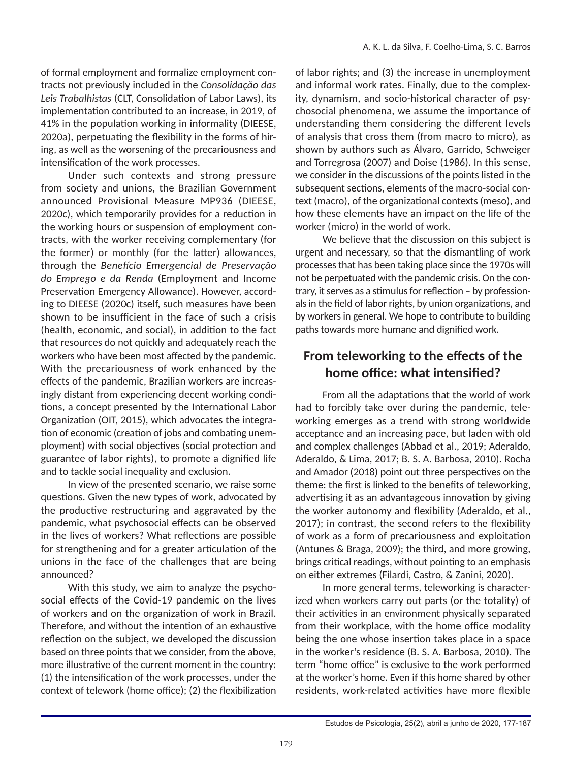of formal employment and formalize employment contracts not previously included in the *Consolidação das Leis Trabalhistas* (CLT, Consolidation of Labor Laws), its implementation contributed to an increase, in 2019, of 41% in the population working in informality (DIEESE, 2020a), perpetuating the flexibility in the forms of hiring, as well as the worsening of the precariousness and intensification of the work processes.

Under such contexts and strong pressure from society and unions, the Brazilian Government announced Provisional Measure MP936 (DIEESE, 2020c), which temporarily provides for a reduction in the working hours or suspension of employment contracts, with the worker receiving complementary (for the former) or monthly (for the latter) allowances, through the *Benefício Emergencial de Preservação do Emprego e da Renda* (Employment and Income Preservation Emergency Allowance). However, according to DIEESE (2020c) itself, such measures have been shown to be insufficient in the face of such a crisis (health, economic, and social), in addition to the fact that resources do not quickly and adequately reach the workers who have been most affected by the pandemic. With the precariousness of work enhanced by the effects of the pandemic, Brazilian workers are increasingly distant from experiencing decent working conditions, a concept presented by the International Labor Organization (OIT, 2015), which advocates the integration of economic (creation of jobs and combating unemployment) with social objectives (social protection and guarantee of labor rights), to promote a dignified life and to tackle social inequality and exclusion.

In view of the presented scenario, we raise some questions. Given the new types of work, advocated by the productive restructuring and aggravated by the pandemic, what psychosocial effects can be observed in the lives of workers? What reflections are possible for strengthening and for a greater articulation of the unions in the face of the challenges that are being announced?

With this study, we aim to analyze the psychosocial effects of the Covid-19 pandemic on the lives of workers and on the organization of work in Brazil. Therefore, and without the intention of an exhaustive reflection on the subject, we developed the discussion based on three points that we consider, from the above, more illustrative of the current moment in the country: (1) the intensification of the work processes, under the context of telework (home office); (2) the flexibilization of labor rights; and (3) the increase in unemployment and informal work rates. Finally, due to the complexity, dynamism, and socio-historical character of psychosocial phenomena, we assume the importance of understanding them considering the different levels of analysis that cross them (from macro to micro), as shown by authors such as Álvaro, Garrido, Schweiger and Torregrosa (2007) and Doise (1986). In this sense, we consider in the discussions of the points listed in the subsequent sections, elements of the macro-social context (macro), of the organizational contexts (meso), and how these elements have an impact on the life of the worker (micro) in the world of work.

We believe that the discussion on this subject is urgent and necessary, so that the dismantling of work processes that has been taking place since the 1970s will not be perpetuated with the pandemic crisis. On the contrary, it serves as a stimulus for reflection – by professionals in the field of labor rights, by union organizations, and by workers in general. We hope to contribute to building paths towards more humane and dignified work.

## From teleworking to the effects of the home office: what intensified?

From all the adaptations that the world of work had to forcibly take over during the pandemic, teleworking emerges as a trend with strong worldwide acceptance and an increasing pace, but laden with old and complex challenges (Abbad et al., 2019; Aderaldo, Aderaldo, & Lima, 2017; B. S. A. Barbosa, 2010). Rocha and Amador (2018) point out three perspectives on the theme: the first is linked to the benefits of teleworking, advertising it as an advantageous innovation by giving the worker autonomy and flexibility (Aderaldo, et al., 2017); in contrast, the second refers to the flexibility of work as a form of precariousness and exploitation (Antunes & Braga, 2009); the third, and more growing, brings critical readings, without pointing to an emphasis on either extremes (Filardi, Castro, & Zanini, 2020).

In more general terms, teleworking is characterized when workers carry out parts (or the totality) of their activities in an environment physically separated from their workplace, with the home office modality being the one whose insertion takes place in a space in the worker's residence (B. S. A. Barbosa, 2010). The term "home office" is exclusive to the work performed at the worker's home. Even if this home shared by other residents, work-related activities have more flexible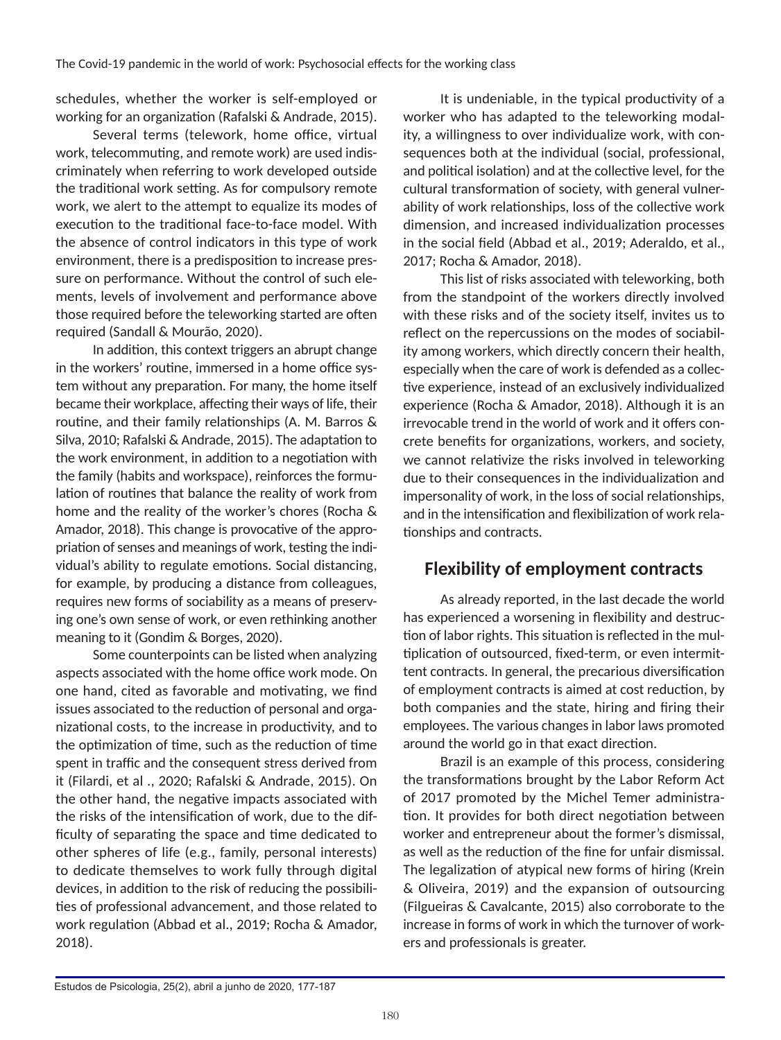schedules, whether the worker is self-employed or working for an organization (Rafalski & Andrade, 2015).

Several terms (telework, home office, virtual work, telecommuting, and remote work) are used indiscriminately when referring to work developed outside the traditional work setting. As for compulsory remote work, we alert to the attempt to equalize its modes of execution to the traditional face-to-face model. With the absence of control indicators in this type of work environment, there is a predisposition to increase pressure on performance. Without the control of such elements, levels of involvement and performance above those required before the teleworking started are often required (Sandall & Mourão, 2020).

In addition, this context triggers an abrupt change in the workers' routine, immersed in a home office system without any preparation. For many, the home itself became their workplace, affecting their ways of life, their routine, and their family relationships (A. M. Barros & Silva, 2010; Rafalski & Andrade, 2015). The adaptation to the work environment, in addition to a negotiation with the family (habits and workspace), reinforces the formulation of routines that balance the reality of work from home and the reality of the worker's chores (Rocha & Amador, 2018). This change is provocative of the appropriation of senses and meanings of work, testing the individual's ability to regulate emotions. Social distancing, for example, by producing a distance from colleagues, requires new forms of sociability as a means of preserving one's own sense of work, or even rethinking another meaning to it (Gondim & Borges, 2020).

Some counterpoints can be listed when analyzing aspects associated with the home office work mode. On one hand, cited as favorable and motivating, we find issues associated to the reduction of personal and organizational costs, to the increase in productivity, and to the optimization of time, such as the reduction of time spent in traffic and the consequent stress derived from it (Filardi, et al ., 2020; Rafalski & Andrade, 2015). On the other hand, the negative impacts associated with the risks of the intensification of work, due to the difficulty of separating the space and time dedicated to other spheres of life (e.g., family, personal interests) to dedicate themselves to work fully through digital devices, in addition to the risk of reducing the possibilities of professional advancement, and those related to work regulation (Abbad et al., 2019; Rocha & Amador, 2018).

It is undeniable, in the typical productivity of a worker who has adapted to the teleworking modality, a willingness to over individualize work, with consequences both at the individual (social, professional, and political isolation) and at the collective level, for the cultural transformation of society, with general vulnerability of work relationships, loss of the collective work dimension, and increased individualization processes in the social field (Abbad et al., 2019; Aderaldo, et al., 2017; Rocha & Amador, 2018).

This list of risks associated with teleworking, both from the standpoint of the workers directly involved with these risks and of the society itself, invites us to reflect on the repercussions on the modes of sociability among workers, which directly concern their health, especially when the care of work is defended as a collective experience, instead of an exclusively individualized experience (Rocha & Amador, 2018). Although it is an irrevocable trend in the world of work and it offers concrete benefits for organizations, workers, and society, we cannot relativize the risks involved in teleworking due to their consequences in the individualization and impersonality of work, in the loss of social relationships, and in the intensification and flexibilization of work relationships and contracts.

## Flexibility of employment contracts

As already reported, in the last decade the world has experienced a worsening in flexibility and destruction of labor rights. This situation is reflected in the multiplication of outsourced, fixed-term, or even intermittent contracts. In general, the precarious diversification of employment contracts is aimed at cost reduction, by both companies and the state, hiring and firing their employees. The various changes in labor laws promoted around the world go in that exact direction.

Brazil is an example of this process, considering the transformations brought by the Labor Reform Act of 2017 promoted by the Michel Temer administration. It provides for both direct negotiation between worker and entrepreneur about the former's dismissal, as well as the reduction of the fine for unfair dismissal. The legalization of atypical new forms of hiring (Krein & Oliveira, 2019) and the expansion of outsourcing (Filgueiras & Cavalcante, 2015) also corroborate to the increase in forms of work in which the turnover of workers and professionals is greater.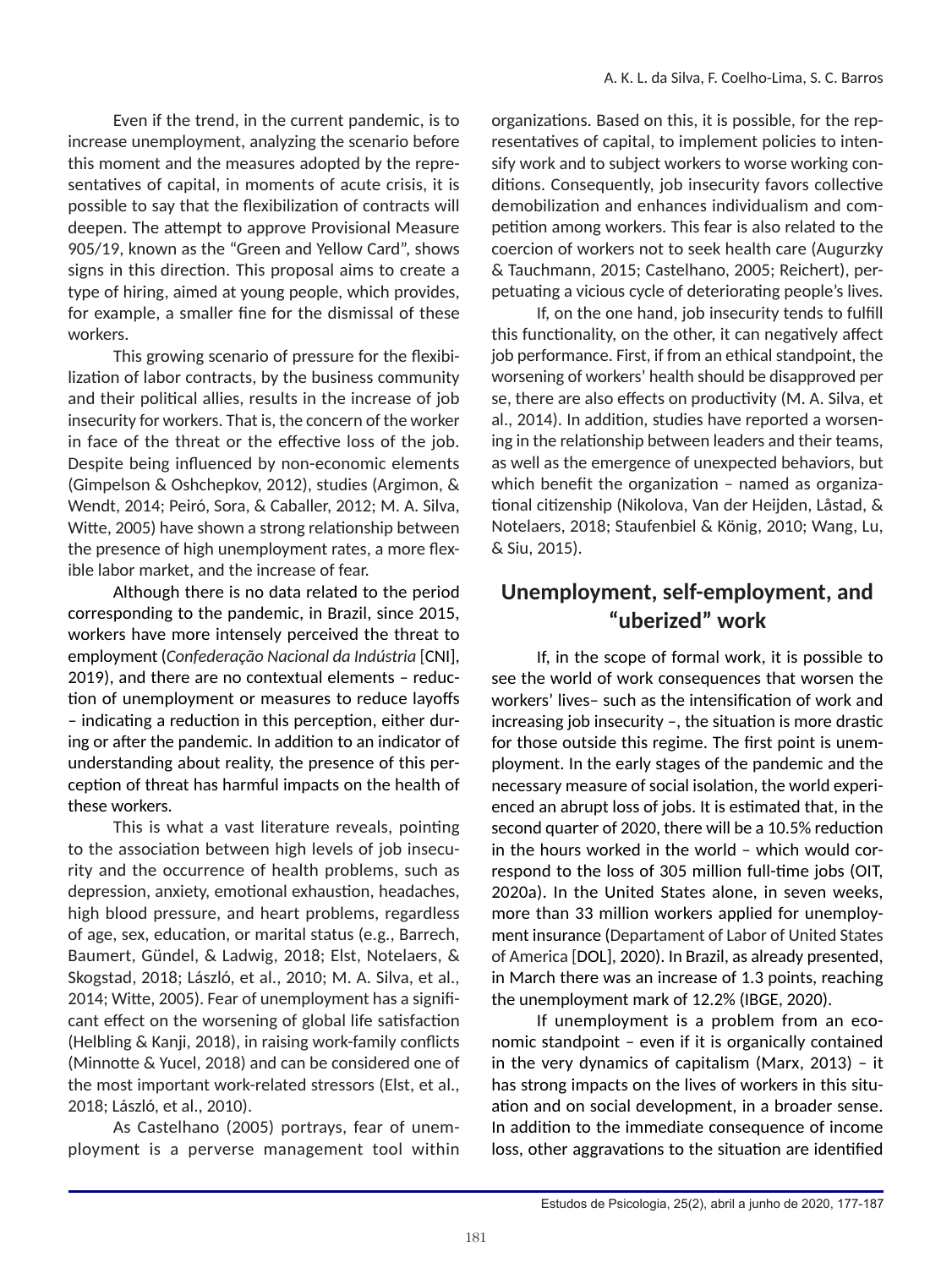Even if the trend, in the current pandemic, is to increase unemployment, analyzing the scenario before this moment and the measures adopted by the representatives of capital, in moments of acute crisis, it is possible to say that the flexibilization of contracts will deepen. The attempt to approve Provisional Measure 905/19, known as the "Green and Yellow Card", shows signs in this direction. This proposal aims to create a type of hiring, aimed at young people, which provides, for example, a smaller fine for the dismissal of these workers.

This growing scenario of pressure for the flexibilization of labor contracts, by the business community and their political allies, results in the increase of job insecurity for workers. That is, the concern of the worker in face of the threat or the effective loss of the job. Despite being influenced by non-economic elements (Gimpelson & Oshchepkov, 2012), studies (Argimon, & Wendt, 2014; Peiró, Sora, & Caballer, 2012; M. A. Silva, Witte, 2005) have shown a strong relationship between the presence of high unemployment rates, a more flexible labor market, and the increase of fear.

Although there is no data related to the period corresponding to the pandemic, in Brazil, since 2015, workers have more intensely perceived the threat to employment (*Confederação Nacional da Indústria* [CNI], 2019), and there are no contextual elements – reduction of unemployment or measures to reduce layoffs – indicating a reduction in this perception, either during or after the pandemic. In addition to an indicator of understanding about reality, the presence of this perception of threat has harmful impacts on the health of these workers.

This is what a vast literature reveals, pointing to the association between high levels of job insecurity and the occurrence of health problems, such as depression, anxiety, emotional exhaustion, headaches, high blood pressure, and heart problems, regardless of age, sex, education, or marital status (e.g., Barrech, Baumert, Gündel, & Ladwig, 2018; Elst, Notelaers, & Skogstad, 2018; László, et al., 2010; M. A. Silva, et al., 2014; Witte, 2005). Fear of unemployment has a significant effect on the worsening of global life satisfaction (Helbling & Kanji, 2018), in raising work-family conflicts (Minnotte & Yucel, 2018) and can be considered one of the most important work-related stressors (Elst, et al., 2018; László, et al., 2010).

As Castelhano (2005) portrays, fear of unemployment is a perverse management tool within organizations. Based on this, it is possible, for the representatives of capital, to implement policies to intensify work and to subject workers to worse working conditions. Consequently, job insecurity favors collective demobilization and enhances individualism and competition among workers. This fear is also related to the coercion of workers not to seek health care (Augurzky & Tauchmann, 2015; Castelhano, 2005; Reichert), perpetuating a vicious cycle of deteriorating people's lives.

If, on the one hand, job insecurity tends to fulfill this functionality, on the other, it can negatively affect job performance. First, if from an ethical standpoint, the worsening of workers' health should be disapproved per se, there are also effects on productivity (M. A. Silva, et al., 2014). In addition, studies have reported a worsening in the relationship between leaders and their teams, as well as the emergence of unexpected behaviors, but which benefit the organization – named as organizational citizenship (Nikolova, Van der Heijden, Låstad, & Notelaers, 2018; Staufenbiel & König, 2010; Wang, Lu, & Siu, 2015).

## Unemployment, self-employment, and "uberized" work

If, in the scope of formal work, it is possible to see the world of work consequences that worsen the workers' lives– such as the intensification of work and increasing job insecurity –, the situation is more drastic for those outside this regime. The first point is unemployment. In the early stages of the pandemic and the necessary measure of social isolation, the world experienced an abrupt loss of jobs. It is estimated that, in the second quarter of 2020, there will be a 10.5% reduction in the hours worked in the world – which would correspond to the loss of 305 million full-time jobs (OIT, 2020a). In the United States alone, in seven weeks, more than 33 million workers applied for unemployment insurance (Departament of Labor of United States of America [DOL], 2020). In Brazil, as already presented, in March there was an increase of 1.3 points, reaching the unemployment mark of 12.2% (IBGE, 2020).

If unemployment is a problem from an economic standpoint – even if it is organically contained in the very dynamics of capitalism (Marx, 2013) – it has strong impacts on the lives of workers in this situation and on social development, in a broader sense. In addition to the immediate consequence of income loss, other aggravations to the situation are identified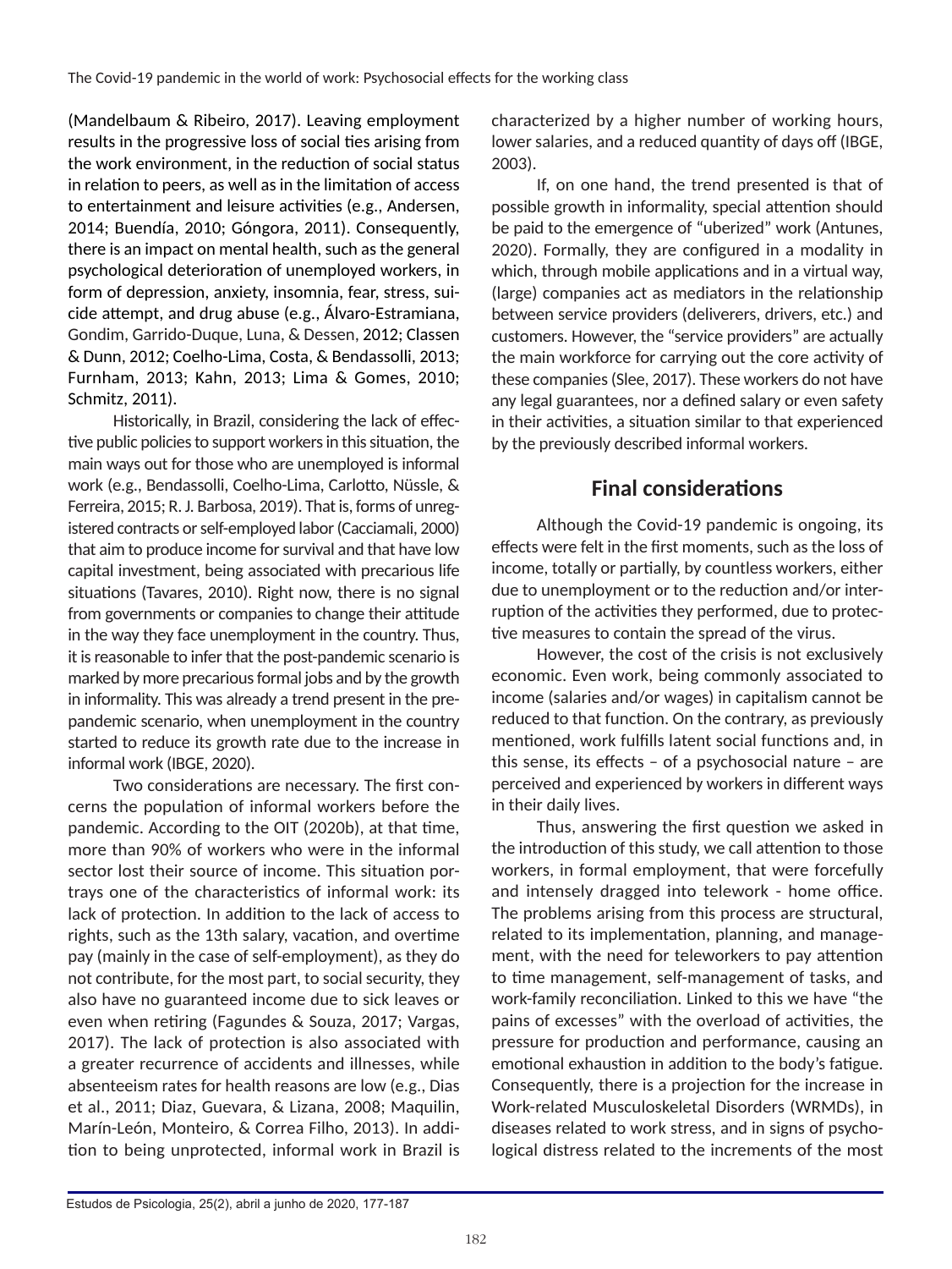(Mandelbaum & Ribeiro, 2017). Leaving employment results in the progressive loss of social ties arising from the work environment, in the reduction of social status in relation to peers, as well as in the limitation of access to entertainment and leisure activities (e.g., Andersen, 2014; Buendía, 2010; Góngora, 2011). Consequently, there is an impact on mental health, such as the general psychological deterioration of unemployed workers, in form of depression, anxiety, insomnia, fear, stress, suicide attempt, and drug abuse (e.g., Álvaro-Estramiana, Gondim, Garrido-Duque, Luna, & Dessen, 2012; Classen & Dunn, 2012; Coelho-Lima, Costa, & Bendassolli, 2013; Furnham, 2013; Kahn, 2013; Lima & Gomes, 2010; Schmitz, 2011).

Historically, in Brazil, considering the lack of effective public policies to support workers in this situation, the main ways out for those who are unemployed is informal work (e.g., Bendassolli, Coelho-Lima, Carlotto, Nüssle, & Ferreira, 2015; R. J. Barbosa, 2019). That is, forms of unregistered contracts or self-employed labor (Cacciamali, 2000) that aim to produce income for survival and that have low capital investment, being associated with precarious life situations (Tavares, 2010). Right now, there is no signal from governments or companies to change their attitude in the way they face unemployment in the country. Thus, it is reasonable to infer that the post-pandemic scenario is marked by more precarious formal jobs and by the growth in informality. This was already a trend present in the pre-pandemic scenario, when unemployment in the country started to reduce its growth rate due to the increase in informal work (IBGE, 2020).

Two considerations are necessary. The first concerns the population of informal workers before the pandemic. According to the OIT (2020b), at that time, more than 90% of workers who were in the informal sector lost their source of income. This situation portrays one of the characteristics of informal work: its lack of protection. In addition to the lack of access to rights, such as the 13th salary, vacation, and overtime pay (mainly in the case of self-employment), as they do not contribute, for the most part, to social security, they also have no guaranteed income due to sick leaves or even when retiring (Fagundes & Souza, 2017; Vargas, 2017). The lack of protection is also associated with a greater recurrence of accidents and illnesses, while absenteeism rates for health reasons are low (e.g., Dias et al., 2011; Diaz, Guevara, & Lizana, 2008; Maquilin, Marín-León, Monteiro, & Correa Filho, 2013). In addition to being unprotected, informal work in Brazil is characterized by a higher number of working hours, lower salaries, and a reduced quantity of days off (IBGE, 2003).

If, on one hand, the trend presented is that of possible growth in informality, special attention should be paid to the emergence of "uberized" work (Antunes, 2020). Formally, they are configured in a modality in which, through mobile applications and in a virtual way, (large) companies act as mediators in the relationship between service providers (deliverers, drivers, etc.) and customers. However, the "service providers" are actually the main workforce for carrying out the core activity of these companies (Slee, 2017). These workers do not have any legal guarantees, nor a defined salary or even safety in their activities, a situation similar to that experienced by the previously described informal workers.

## Final considerations

Although the Covid-19 pandemic is ongoing, its effects were felt in the first moments, such as the loss of income, totally or partially, by countless workers, either due to unemployment or to the reduction and/or interruption of the activities they performed, due to protective measures to contain the spread of the virus.

However, the cost of the crisis is not exclusively economic. Even work, being commonly associated to income (salaries and/or wages) in capitalism cannot be reduced to that function. On the contrary, as previously mentioned, work fulfills latent social functions and, in this sense, its effects – of a psychosocial nature – are perceived and experienced by workers in different ways in their daily lives.

Thus, answering the first question we asked in the introduction of this study, we call attention to those workers, in formal employment, that were forcefully and intensely dragged into telework - home office. The problems arising from this process are structural, related to its implementation, planning, and management, with the need for teleworkers to pay attention to time management, self-management of tasks, and work-family reconciliation. Linked to this we have "the pains of excesses" with the overload of activities, the pressure for production and performance, causing an emotional exhaustion in addition to the body's fatigue. Consequently, there is a projection for the increase in Work-related Musculoskeletal Disorders (WRMDs), in diseases related to work stress, and in signs of psychological distress related to the increments of the most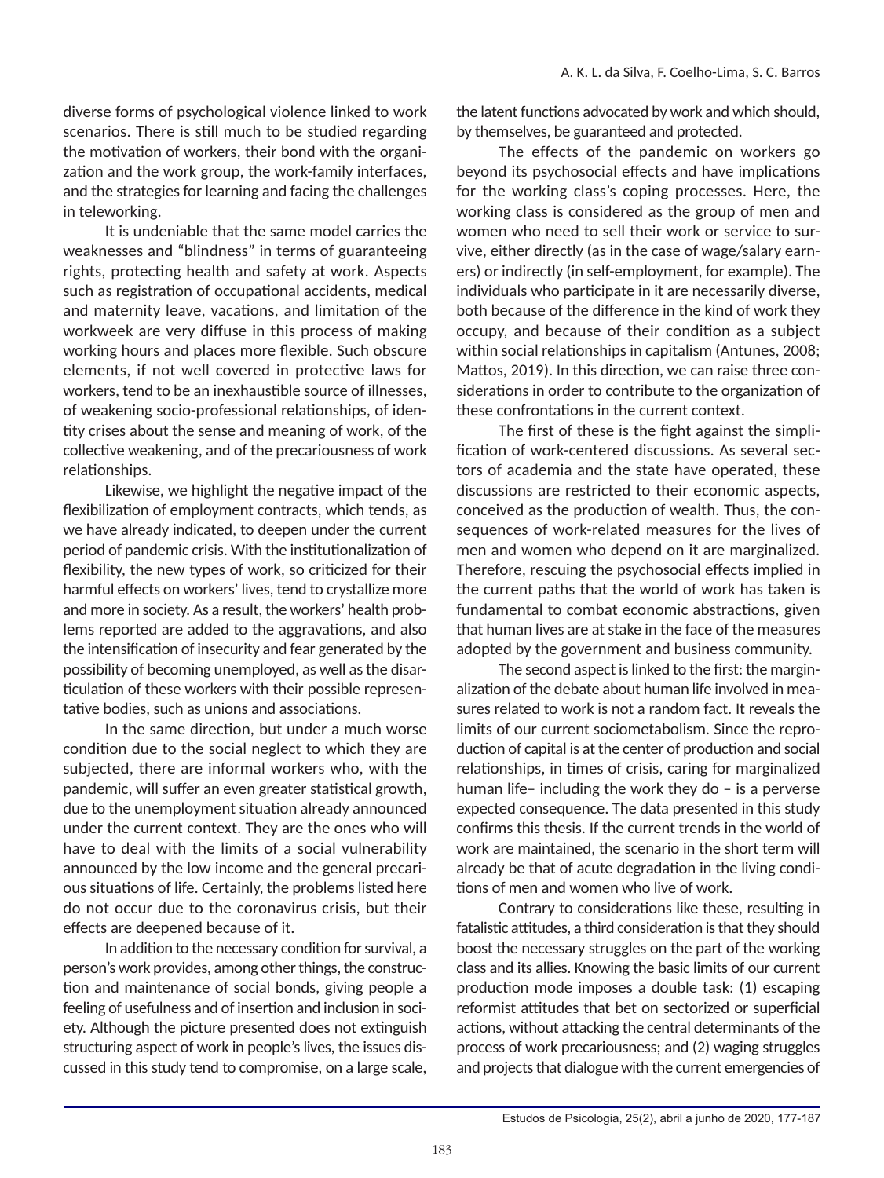diverse forms of psychological violence linked to work scenarios. There is still much to be studied regarding the motivation of workers, their bond with the organization and the work group, the work-family interfaces, and the strategies for learning and facing the challenges in teleworking.

It is undeniable that the same model carries the weaknesses and "blindness" in terms of guaranteeing rights, protecting health and safety at work. Aspects such as registration of occupational accidents, medical and maternity leave, vacations, and limitation of the workweek are very diffuse in this process of making working hours and places more flexible. Such obscure elements, if not well covered in protective laws for workers, tend to be an inexhaustible source of illnesses, of weakening socio-professional relationships, of identity crises about the sense and meaning of work, of the collective weakening, and of the precariousness of work relationships.

Likewise, we highlight the negative impact of the flexibilization of employment contracts, which tends, as we have already indicated, to deepen under the current period of pandemic crisis. With the institutionalization of flexibility, the new types of work, so criticized for their harmful effects on workers' lives, tend to crystallize more and more in society. As a result, the workers' health problems reported are added to the aggravations, and also the intensification of insecurity and fear generated by the possibility of becoming unemployed, as well as the disarticulation of these workers with their possible representative bodies, such as unions and associations.

In the same direction, but under a much worse condition due to the social neglect to which they are subjected, there are informal workers who, with the pandemic, will suffer an even greater statistical growth, due to the unemployment situation already announced under the current context. They are the ones who will have to deal with the limits of a social vulnerability announced by the low income and the general precarious situations of life. Certainly, the problems listed here do not occur due to the coronavirus crisis, but their effects are deepened because of it.

In addition to the necessary condition for survival, a person's work provides, among other things, the construction and maintenance of social bonds, giving people a feeling of usefulness and of insertion and inclusion in society. Although the picture presented does not extinguish structuring aspect of work in people's lives, the issues discussed in this study tend to compromise, on a large scale, the latent functions advocated by work and which should, by themselves, be guaranteed and protected.

The effects of the pandemic on workers go beyond its psychosocial effects and have implications for the working class's coping processes. Here, the working class is considered as the group of men and women who need to sell their work or service to survive, either directly (as in the case of wage/salary earners) or indirectly (in self-employment, for example). The individuals who participate in it are necessarily diverse, both because of the difference in the kind of work they occupy, and because of their condition as a subject within social relationships in capitalism (Antunes, 2008; Mattos, 2019). In this direction, we can raise three considerations in order to contribute to the organization of these confrontations in the current context.

The first of these is the fight against the simplification of work-centered discussions. As several sectors of academia and the state have operated, these discussions are restricted to their economic aspects, conceived as the production of wealth. Thus, the consequences of work-related measures for the lives of men and women who depend on it are marginalized. Therefore, rescuing the psychosocial effects implied in the current paths that the world of work has taken is fundamental to combat economic abstractions, given that human lives are at stake in the face of the measures adopted by the government and business community.

The second aspect is linked to the first: the marginalization of the debate about human life involved in measures related to work is not a random fact. It reveals the limits of our current sociometabolism. Since the reproduction of capital is at the center of production and social relationships, in times of crisis, caring for marginalized human life– including the work they do – is a perverse expected consequence. The data presented in this study confirms this thesis. If the current trends in the world of work are maintained, the scenario in the short term will already be that of acute degradation in the living conditions of men and women who live of work.

Contrary to considerations like these, resulting in fatalistic attitudes, a third consideration is that they should boost the necessary struggles on the part of the working class and its allies. Knowing the basic limits of our current production mode imposes a double task: (1) escaping reformist attitudes that bet on sectorized or superficial actions, without attacking the central determinants of the process of work precariousness; and (2) waging struggles and projects that dialogue with the current emergencies of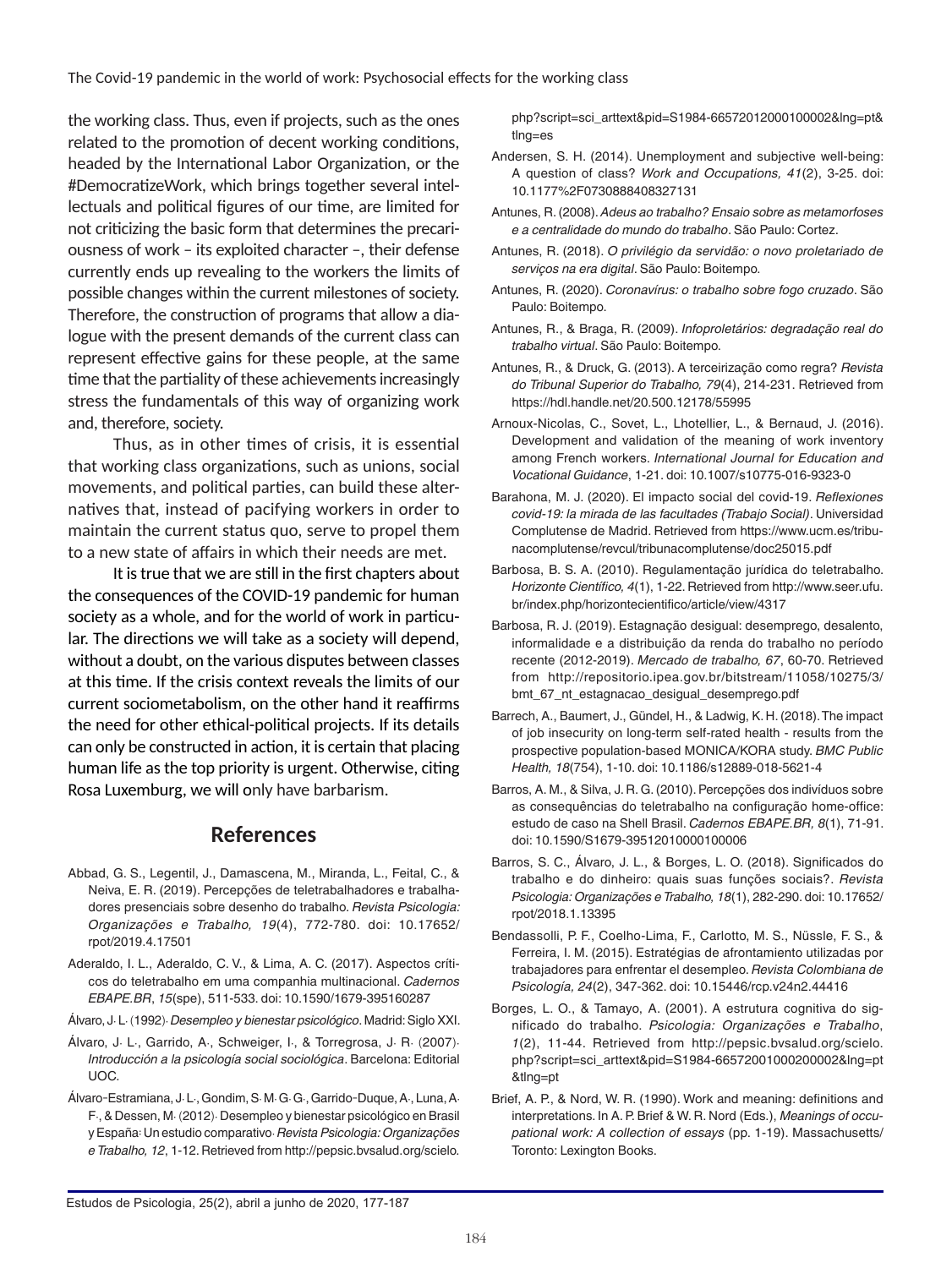the working class. Thus, even if projects, such as the ones related to the promotion of decent working conditions, headed by the International Labor Organization, or the #DemocratizeWork, which brings together several intellectuals and political figures of our time, are limited for not criticizing the basic form that determines the precariousness of work – its exploited character –, their defense currently ends up revealing to the workers the limits of possible changes within the current milestones of society. Therefore, the construction of programs that allow a dialogue with the present demands of the current class can represent effective gains for these people, at the same time that the partiality of these achievements increasingly stress the fundamentals of this way of organizing work and, therefore, society.

Thus, as in other times of crisis, it is essential that working class organizations, such as unions, social movements, and political parties, can build these alternatives that, instead of pacifying workers in order to maintain the current status quo, serve to propel them to a new state of affairs in which their needs are met.

It is true that we are still in the first chapters about the consequences of the COVID-19 pandemic for human society as a whole, and for the world of work in particular. The directions we will take as a society will depend, without a doubt, on the various disputes between classes at this time. If the crisis context reveals the limits of our current sociometabolism, on the other hand it reaffirms the need for other ethical-political projects. If its details can only be constructed in action, it is certain that placing human life as the top priority is urgent. Otherwise, citing Rosa Luxemburg, we will only have barbarism.

## References

Abbad, G. S., Legentil, J., Damascena, M., Miranda, L., Feital, C., & Neiva, E. R. (2019). Percepções de teletrabalhadores e trabalhadores presenciais sobre desenho do trabalho. *Revista Psicologia: Organizações e Trabalho, 19*(4), 772-780. doi: 10.17652/rpot/2019.4.17501

Aderaldo, I. L., Aderaldo, C. V., & Lima, A. C. (2017). Aspectos críticos do teletrabalho em uma companhia multinacional. *Cadernos EBAPE.BR*, *15*(spe), 511-533. doi: 10.1590/1679-395160287

Álvaro, J. L. (1992). *Desempleo y bienestar psicológico*. Madrid: Siglo XXI.

Álvaro, J. L., Garrido, A., Schweiger, I., & Torregrosa, J. R. (2007). *Introducción a la psicología social sociológica*. Barcelona: Editorial UOC.

Álvaro-Estramiana, J. L., Gondim, S. M. G. G., Garrido-Duque, A., Luna, A. F., & Dessen, M. (2012). Desempleo y bienestar psicológico en Brasil y España: Un estudio comparativo. *Revista Psicologia: Organizações e Trabalho, 12*, 1-12. Retrieved from http://pepsic.bvsalud.org/scielo.php?script=sci_arttext&pid=S1984-66572012000100002&lng=pt&tlng=es

Andersen, S. H. (2014). Unemployment and subjective well-being: A question of class? *Work and Occupations, 41*(2), 3-25. doi: 10.1177%2F0730888408327131

Antunes, R. (2008). *Adeus ao trabalho? Ensaio sobre as metamorfoses e a centralidade do mundo do trabalho*. São Paulo: Cortez.

Antunes, R. (2018). *O privilégio da servidão: o novo proletariado de serviços na era digital*. São Paulo: Boitempo.

Antunes, R. (2020). *Coronavírus: o trabalho sobre fogo cruzado*. São Paulo: Boitempo.

Antunes, R., & Braga, R. (2009). *Infoproletários: degradação real do trabalho virtual*. São Paulo: Boitempo.

Antunes, R., & Druck, G. (2013). A terceirização como regra? *Revista do Tribunal Superior do Trabalho, 79*(4), 214-231. Retrieved from https://hdl.handle.net/20.500.12178/55995

Arnoux-Nicolas, C., Sovet, L., Lhotellier, L., & Bernaud, J. (2016). Development and validation of the meaning of work inventory among French workers. *International Journal for Education and Vocational Guidance*, 1-21. doi: 10.1007/s10775-016-9323-0

Barahona, M. J. (2020). El impacto social del covid-19. *Reflexiones covid-19: la mirada de las facultades (Trabajo Social)*. Universidad Complutense de Madrid. Retrieved from https://www.ucm.es/tribunacomplutense/revcul/tribunacomplutense/doc25015.pdf

Barbosa, B. S. A. (2010). Regulamentação jurídica do teletrabalho. *Horizonte Científico, 4*(1), 1-22. Retrieved from http://www.seer.ufu.br/index.php/horizontecientifico/article/view/4317

Barbosa, R. J. (2019). Estagnação desigual: desemprego, desalento, informalidade e a distribuição da renda do trabalho no período recente (2012-2019). *Mercado de trabalho, 67*, 60-70. Retrieved from http://repositorio.ipea.gov.br/bitstream/11058/10275/3/bmt_67_nt_estagnacao_desigual_desemprego.pdf

Barrech, A., Baumert, J., Gündel, H., & Ladwig, K. H. (2018). The impact of job insecurity on long-term self-rated health - results from the prospective population-based MONICA/KORA study. *BMC Public Health, 18*(754), 1-10. doi: 10.1186/s12889-018-5621-4

Barros, A. M., & Silva, J. R. G. (2010). Percepções dos indivíduos sobre as consequências do teletrabalho na configuração home-office: estudo de caso na Shell Brasil. *Cadernos EBAPE.BR, 8*(1), 71-91. doi: 10.1590/S1679-39512010000100006

Barros, S. C., Álvaro, J. L., & Borges, L. O. (2018). Significados do trabalho e do dinheiro: quais suas funções sociais?. *Revista Psicologia: Organizações e Trabalho, 18*(1), 282-290. doi: 10.17652/rpot/2018.1.13395

Bendassolli, P. F., Coelho-Lima, F., Carlotto, M. S., Nüssle, F. S., & Ferreira, I. M. (2015). Estratégias de afrontamiento utilizadas por trabajadores para enfrentar el desempleo. *Revista Colombiana de Psicología, 24*(2), 347-362. doi: 10.15446/rcp.v24n2.44416

Borges, L. O., & Tamayo, A. (2001). A estrutura cognitiva do significado do trabalho. *Psicologia: Organizações e Trabalho*, *1*(2), 11-44. Retrieved from http://pepsic.bvsalud.org/scielo.php?script=sci_arttext&pid=S1984-66572001000200002&lng=pt&tlng=pt

Brief, A. P., & Nord, W. R. (1990). Work and meaning: definitions and interpretations. In A. P. Brief & W. R. Nord (Eds.), *Meanings of occupational work: A collection of essays* (pp. 1-19). Massachusetts/Toronto: Lexington Books.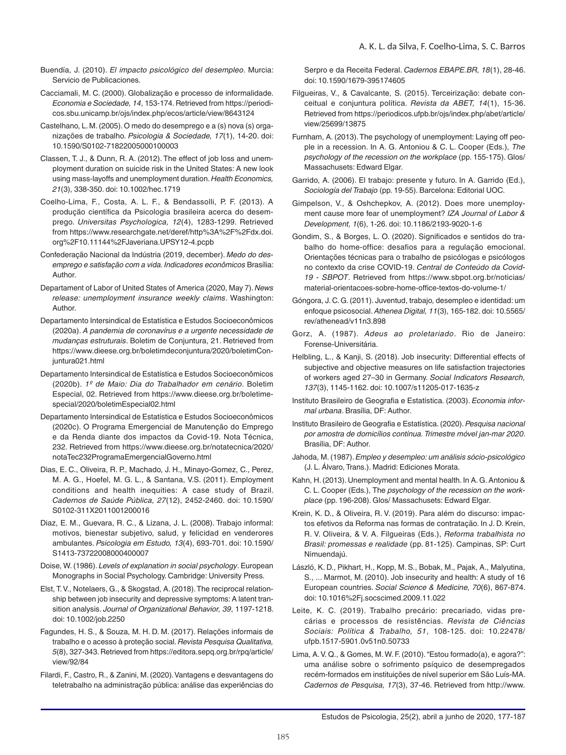Buendía, J. (2010). *El impacto psicológico del desempleo*. Murcia: Servicio de Publicaciones.

Cacciamali, M. C. (2000). Globalização e processo de informalidade. *Economia e Sociedade, 14*, 153-174. Retrieved from https://periodicos.sbu.unicamp.br/ojs/index.php/ecos/article/view/8643124

Castelhano, L. M. (2005). O medo do desemprego e a (s) nova (s) organizações de trabalho. *Psicologia & Sociedade, 17*(1), 14-20. doi: 10.1590/S0102-71822005000100003

Classen, T. J., & Dunn, R. A. (2012). The effect of job loss and unemployment duration on suicide risk in the United States: A new look using mass-layoffs and unemployment duration. *Health Economics, 21*(3), 338-350. doi: 10.1002/hec.1719

Coelho-Lima, F., Costa, A. L. F., & Bendassolli, P. F. (2013). A produção científica da Psicologia brasileira acerca do desemprego. *Universitas Psychologica, 12*(4), 1283-1299. Retrieved from https://www.researchgate.net/deref/http%3A%2F%2Fdx.doi.org%2F10.11144%2FJaveriana.UPSY12-4.pcpb

Confederação Nacional da Indústria (2019, december). *Medo do desemprego e satisfação com a vida. Indicadores econômicos* Brasília: Author.

Departament of Labor of United States of America (2020, May 7). *News release: unemployment insurance weekly claims*. Washington: Author.

Departamento Intersindical de Estatística e Estudos Socioeconômicos (2020a). *A pandemia de coronavírus e a urgente necessidade de mudanças estruturais*. Boletim de Conjuntura, 21. Retrieved from https://www.dieese.org.br/boletimdeconjuntura/2020/boletimConjuntura021.html

Departamento Intersindical de Estatística e Estudos Socioeconômicos (2020b). *1º de Maio: Dia do Trabalhador em cenário*. Boletim Especial, 02. Retrieved from https://www.dieese.org.br/boletimespecial/2020/boletimEspecial02.html

Departamento Intersindical de Estatística e Estudos Socioeconômicos (2020c). O Programa Emergencial de Manutenção do Emprego e da Renda diante dos impactos da Covid-19. Nota Técnica, 232. Retrieved from https://www.dieese.org.br/notatecnica/2020/notaTec232ProgramaEmergencialGoverno.html

Dias, E. C., Oliveira, R. P., Machado, J. H., Minayo-Gomez, C., Perez, M. A. G., Hoefel, M. G. L., & Santana, V.S. (2011). Employment conditions and health inequities: A case study of Brazil. *Cadernos de Saúde Pública, 27*(12), 2452-2460. doi: 10.1590/S0102-311X2011001200016

Diaz, E. M., Guevara, R. C., & Lizana, J. L. (2008). Trabajo informal: motivos, bienestar subjetivo, salud, y felicidad en venderores ambulantes. *Psicologia em Estudo, 13*(4), 693-701. doi: 10.1590/S1413-73722008000400007

Doise, W. (1986). *Levels of explanation in social psychology*. European Monographs in Social Psychology. Cambridge: University Press.

Elst, T. V., Notelaers, G., & Skogstad, A. (2018). The reciprocal relationship between job insecurity and depressive symptoms: A latent transition analysis. *Journal of Organizational Behavior, 39*, 1197-1218. doi: 10.1002/job.2250

Fagundes, H. S., & Souza, M. H. D. M. (2017). Relações informais de trabalho e o acesso à proteção social. *Revista Pesquisa Qualitativa, 5*(8), 327-343. Retrieved from https://editora.sepq.org.br/rpq/article/view/92/84

Filardi, F., Castro, R., & Zanini, M. (2020). Vantagens e desvantagens do teletrabalho na administração pública: análise das experiências do Serpro e da Receita Federal. *Cadernos EBAPE.BR, 18*(1), 28-46. doi: 10.1590/1679-395174605

Filgueiras, V., & Cavalcante, S. (2015). Terceirização: debate conceitual e conjuntura política. *Revista da ABET, 14*(1), 15-36. Retrieved from https://periodicos.ufpb.br/ojs/index.php/abet/article/view/25699/13875

Furnham, A. (2013). The psychology of unemployment: Laying off people in a recession. In A. G. Antoniou & C. L. Cooper (Eds.), *The psychology of the recession on the workplace* (pp. 155-175). Glos/ Massachusets: Edward Elgar.

Garrido, A. (2006). El trabajo: presente y futuro. In A. Garrido (Ed.), *Sociología del Trabajo* (pp. 19-55). Barcelona: Editorial UOC.

Gimpelson, V., & Oshchepkov, A. (2012). Does more unemployment cause more fear of unemployment? *IZA Journal of Labor & Development, 1*(6), 1-26. doi: 10.1186/2193-9020-1-6

Gondim, S., & Borges, L. O. (2020). Significados e sentidos do trabalho do home-office: desafios para a regulação emocional. Orientações técnicas para o trabalho de psicólogas e psicólogos no contexto da crise COVID-19. *Central de Conteúdo da Covid-19 - SBPOT*. Retrieved from https://www.sbpot.org.br/noticias/material-orientacoes-sobre-home-office-textos-do-volume-1/

Góngora, J. C. G. (2011). Juventud, trabajo, desempleo e identidad: um enfoque psicosocial. *Athenea Digital, 11*(3), 165-182. doi: 10.5565/rev/athenead/v11n3.898

Gorz, A. (1987). *Adeus ao proletariado*. Rio de Janeiro: Forense-Universitária.

Helbling, L., & Kanji, S. (2018). Job insecurity: Differential effects of subjective and objective measures on life satisfaction trajectories of workers aged 27–30 in Germany. *Social Indicators Research, 137*(3), 1145-1162. doi: 10.1007/s11205-017-1635-z

Instituto Brasileiro de Geografia e Estatística. (2003). *Economia informal urbana*. Brasília, DF: Author.

Instituto Brasileiro de Geografia e Estatística. (2020). *Pesquisa nacional por amostra de domicílios contínua. Trimestre móvel jan-mar 2020*. Brasília, DF: Author.

Jahoda, M. (1987). *Empleo y desempleo: um análisis sócio-psicológico* (J. L. Álvaro, Trans.). Madrid: Ediciones Morata.

Kahn, H. (2013). Unemployment and mental health. In A. G. Antoniou & C. L. Cooper (Eds.), The *psychology of the recession on the workplace* (pp. 196-208). Glos/ Massachusets: Edward Elgar.

Krein, K. D., & Oliveira, R. V. (2019). Para além do discurso: impactos efetivos da Reforma nas formas de contratação. In J. D. Krein, R. V. Oliveira, & V. A. Filgueiras (Eds.), *Reforma trabalhista no Brasil: promessas e realidade* (pp. 81-125). Campinas, SP: Curt Nimuendajú.

László, K. D., Pikhart, H., Kopp, M. S., Bobak, M., Pajak, A., Malyutina, S., ... Marmot, M. (2010). Job insecurity and health: A study of 16 European countries. *Social Science & Medicine, 70*(6), 867-874. doi: 10.1016%2Fj.socscimed.2009.11.022

Leite, K. C. (2019). Trabalho precário: precariado, vidas precárias e processos de resistências. *Revista de Ciências Sociais: Política & Trabalho, 51*, 108-125. doi: 10.22478/ufpb.1517-5901.0v51n0.50733

Lima, A. V. Q., & Gomes, M. W. F. (2010). "Estou formado(a), e agora?": uma análise sobre o sofrimento psíquico de desempregados recém-formados em instituições de nível superior em São Luís-MA. *Cadernos de Pesquisa, 17*(3), 37-46. Retrieved from http://www.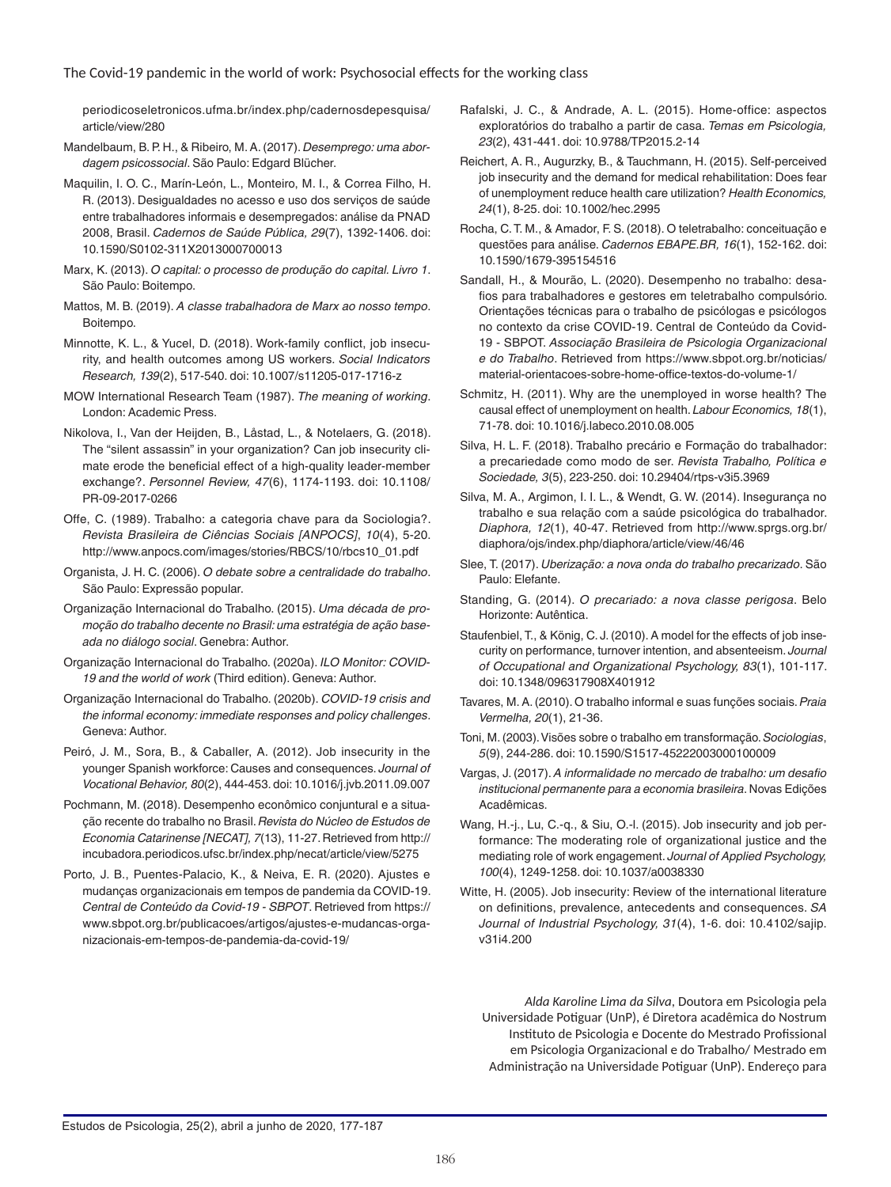periodicoseletronicos.ufma.br/index.php/cadernosdepesquisa/article/view/280

Mandelbaum, B. P. H., & Ribeiro, M. A. (2017). *Desemprego: uma abordagem psicossocial*. São Paulo: Edgard Blücher.

Maquilin, I. O. C., Marín-León, L., Monteiro, M. I., & Correa Filho, H. R. (2013). Desigualdades no acesso e uso dos serviços de saúde entre trabalhadores informais e desempregados: análise da PNAD 2008, Brasil. *Cadernos de Saúde Pública, 29*(7), 1392-1406. doi: 10.1590/S0102-311X2013000700013

Marx, K. (2013). *O capital: o processo de produção do capital. Livro 1*. São Paulo: Boitempo.

Mattos, M. B. (2019). *A classe trabalhadora de Marx ao nosso tempo*. Boitempo.

Minnotte, K. L., & Yucel, D. (2018). Work-family conflict, job insecurity, and health outcomes among US workers. *Social Indicators Research, 139*(2), 517-540. doi: 10.1007/s11205-017-1716-z

MOW International Research Team (1987). *The meaning of working*. London: Academic Press.

Nikolova, I., Van der Heijden, B., Låstad, L., & Notelaers, G. (2018). The "silent assassin" in your organization? Can job insecurity climate erode the beneficial effect of a high-quality leader-member exchange?. *Personnel Review, 47*(6), 1174-1193. doi: 10.1108/PR-09-2017-0266

Offe, C. (1989). Trabalho: a categoria chave para da Sociologia?. *Revista Brasileira de Ciências Sociais [ANPOCS], 10*(4), 5-20. http://www.anpocs.com/images/stories/RBCS/10/rbcs10_01.pdf

Organista, J. H. C. (2006). *O debate sobre a centralidade do trabalho*. São Paulo: Expressão popular.

Organização Internacional do Trabalho. (2015). *Uma década de promoção do trabalho decente no Brasil: uma estratégia de ação baseada no diálogo social*. Genebra: Author.

Organização Internacional do Trabalho. (2020a). *ILO Monitor: COVID-19 and the world of work* (Third edition). Geneva: Author.

Organização Internacional do Trabalho. (2020b). *COVID-19 crisis and the informal economy: immediate responses and policy challenges*. Geneva: Author.

Peiró, J. M., Sora, B., & Caballer, A. (2012). Job insecurity in the younger Spanish workforce: Causes and consequences. *Journal of Vocational Behavior, 80*(2), 444-453. doi: 10.1016/j.jvb.2011.09.007

Pochmann, M. (2018). Desempenho econômico conjuntural e a situação recente do trabalho no Brasil. *Revista do Núcleo de Estudos de Economia Catarinense [NECAT], 7*(13), 11-27. Retrieved from http://incubadora.periodicos.ufsc.br/index.php/necat/article/view/5275

Porto, J. B., Puentes-Palacio, K., & Neiva, E. R. (2020). Ajustes e mudanças organizacionais em tempos de pandemia da COVID-19. *Central de Conteúdo da Covid-19 - SBPOT*. Retrieved from https://www.sbpot.org.br/publicacoes/artigos/ajustes-e-mudancas-organizacionais-em-tempos-de-pandemia-da-covid-19/

Rafalski, J. C., & Andrade, A. L. (2015). Home-office: aspectos exploratórios do trabalho a partir de casa. *Temas em Psicologia, 23*(2), 431-441. doi: 10.9788/TP2015.2-14

Reichert, A. R., Augurzky, B., & Tauchmann, H. (2015). Self-perceived job insecurity and the demand for medical rehabilitation: Does fear of unemployment reduce health care utilization? *Health Economics, 24*(1), 8-25. doi: 10.1002/hec.2995

Rocha, C. T. M., & Amador, F. S. (2018). O teletrabalho: conceituação e questões para análise. *Cadernos EBAPE.BR, 16*(1), 152-162. doi: 10.1590/1679-395154516

Sandall, H., & Mourão, L. (2020). Desempenho no trabalho: desafios para trabalhadores e gestores em teletrabalho compulsório. Orientações técnicas para o trabalho de psicólogas e psicólogos no contexto da crise COVID-19. Central de Conteúdo da Covid-19 - SBPOT. *Associação Brasileira de Psicologia Organizacional e do Trabalho*. Retrieved from https://www.sbpot.org.br/noticias/material-orientacoes-sobre-home-office-textos-do-volume-1/

Schmitz, H. (2011). Why are the unemployed in worse health? The causal effect of unemployment on health. *Labour Economics, 18*(1), 71-78. doi: 10.1016/j.labeco.2010.08.005

Silva, H. L. F. (2018). Trabalho precário e Formação do trabalhador: a precariedade como modo de ser. *Revista Trabalho, Política e Sociedade, 3*(5), 223-250. doi: 10.29404/rtps-v3i5.3969

Silva, M. A., Argimon, I. I. L., & Wendt, G. W. (2014). Insegurança no trabalho e sua relação com a saúde psicológica do trabalhador. *Diaphora, 12*(1), 40-47. Retrieved from http://www.sprgs.org.br/diaphora/ojs/index.php/diaphora/article/view/46/46

Slee, T. (2017). *Uberização: a nova onda do trabalho precarizado*. São Paulo: Elefante.

Standing, G. (2014). *O precariado: a nova classe perigosa*. Belo Horizonte: Autêntica.

Staufenbiel, T., & König, C. J. (2010). A model for the effects of job insecurity on performance, turnover intention, and absenteeism. *Journal of Occupational and Organizational Psychology, 83*(1), 101-117. doi: 10.1348/096317908X401912

Tavares, M. A. (2010). O trabalho informal e suas funções sociais. *Praia Vermelha, 20*(1), 21-36.

Toni, M. (2003). Visões sobre o trabalho em transformação. *Sociologias, 5*(9), 244-286. doi: 10.1590/S1517-45222003000100009

Vargas, J. (2017). *A informalidade no mercado de trabalho: um desafio institucional permanente para a economia brasileira*. Novas Edições Acadêmicas.

Wang, H.-j., Lu, C.-q., & Siu, O.-l. (2015). Job insecurity and job performance: The moderating role of organizational justice and the mediating role of work engagement. *Journal of Applied Psychology, 100*(4), 1249-1258. doi: 10.1037/a0038330

Witte, H. (2005). Job insecurity: Review of the international literature on definitions, prevalence, antecedents and consequences. *SA Journal of Industrial Psychology, 31*(4), 1-6. doi: 10.4102/sajip.v31i4.200

*Alda Karoline Lima da Silva*, Doutora em Psicologia pela Universidade Potiguar (UnP), é Diretora acadêmica do Nostrum Instituto de Psicologia e Docente do Mestrado Profissional em Psicologia Organizacional e do Trabalho/ Mestrado em Administração na Universidade Potiguar (UnP). Endereço para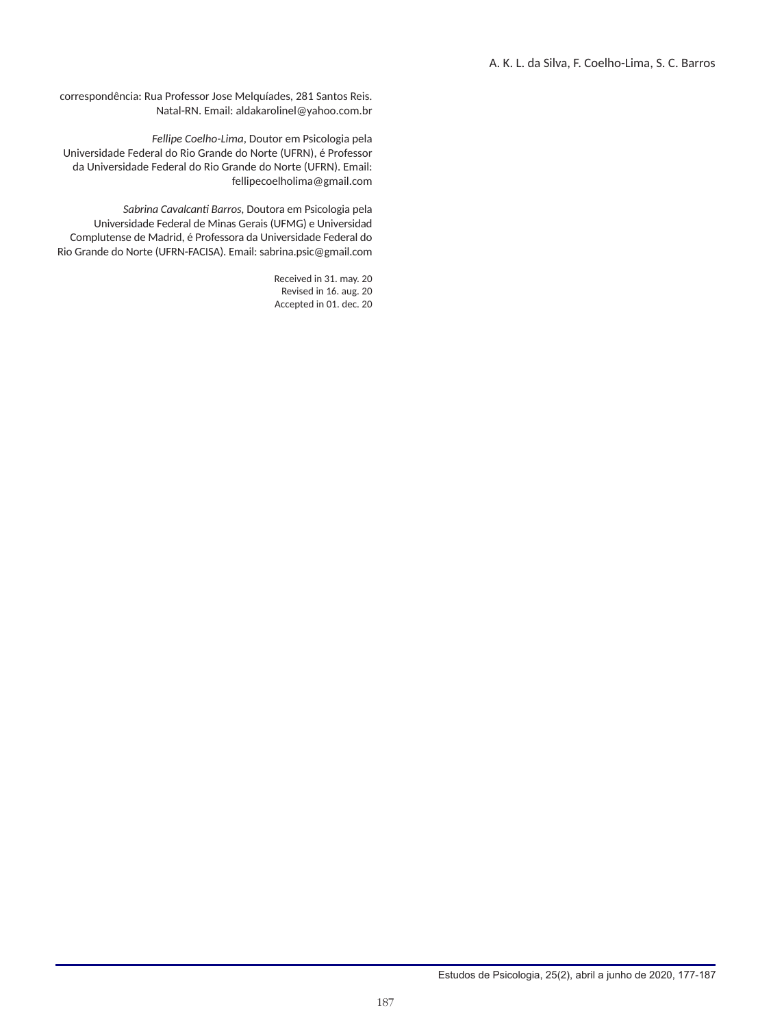correspondência: Rua Professor Jose Melquíades, 281 Santos Reis. Natal-RN. Email: aldakarolinel@yahoo.com.br

*Fellipe Coelho-Lima*, Doutor em Psicologia pela Universidade Federal do Rio Grande do Norte (UFRN), é Professor da Universidade Federal do Rio Grande do Norte (UFRN). Email: fellipecoelholima@gmail.com

*Sabrina Cavalcanti Barros*, Doutora em Psicologia pela Universidade Federal de Minas Gerais (UFMG) e Universidad Complutense de Madrid, é Professora da Universidade Federal do Rio Grande do Norte (UFRN-FACISA). Email: sabrina.psic@gmail.com

Received in 31. may. 20
Revised in 16. aug. 20
Accepted in 01. dec. 20